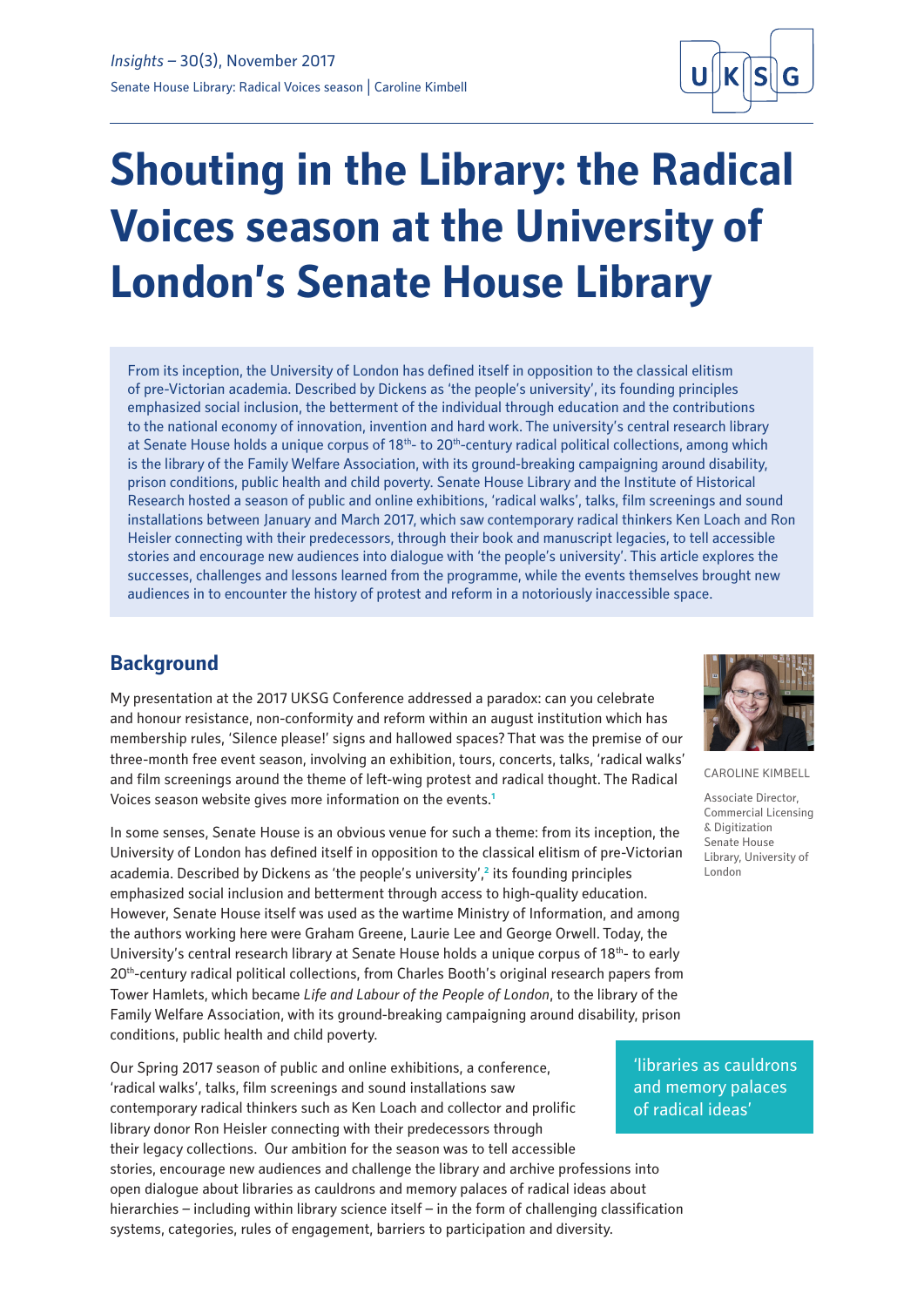# Shouting in the Library: the Radical Voices season at the University of London's Senate House Library

From its inception, the University of London has defined itself in opposition to the classical elitism of pre-Victorian academia. Described by Dickens as 'the people's university', its founding principles emphasized social inclusion, the betterment of the individual through education and the contributions to the national economy of innovation, invention and hard work. The university's central research library at Senate House holds a unique corpus of 18th- to 20th-century radical political collections, among which is the library of the Family Welfare Association, with its ground-breaking campaigning around disability, prison conditions, public health and child poverty. Senate House Library and the Institute of Historical Research hosted a season of public and online exhibitions, 'radical walks', talks, film screenings and sound installations between January and March 2017, which saw contemporary radical thinkers Ken Loach and Ron Heisler connecting with their predecessors, through their book and manuscript legacies, to tell accessible stories and encourage new audiences into dialogue with 'the people's university'. This article explores the successes, challenges and lessons learned from the programme, while the events themselves brought new audiences in to encounter the history of protest and reform in a notoriously inaccessible space.

CAROLINE KIMBELL

Associate Director, Commercial Licensing & Digitization Senate House Library, University of London

## Background

My presentation at the 2017 UKSG Conference addressed a paradox: can you celebrate and honour resistance, non-conformity and reform within an august institution which has membership rules, 'Silence please!' signs and hallowed spaces? That was the premise of our three-month free event season, involving an exhibition, tours, concerts, talks, 'radical walks' and film screenings around the theme of left-wing protest and radical thought. The Radical Voices season website gives more information on the events.[1]

In some senses, Senate House is an obvious venue for such a theme: from its inception, the University of London has defined itself in opposition to the classical elitism of pre-Victorian academia. Described by Dickens as 'the people's university',[2] its founding principles emphasized social inclusion and betterment through access to high-quality education. However, Senate House itself was used as the wartime Ministry of Information, and among the authors working here were Graham Greene, Laurie Lee and George Orwell. Today, the University's central research library at Senate House holds a unique corpus of 18th- to early 20th-century radical political collections, from Charles Booth's original research papers from Tower Hamlets, which became *Life and Labour of the People of London*, to the library of the Family Welfare Association, with its ground-breaking campaigning around disability, prison conditions, public health and child poverty.

Our Spring 2017 season of public and online exhibitions, a conference, 'radical walks', talks, film screenings and sound installations saw contemporary radical thinkers such as Ken Loach and collector and prolific library donor Ron Heisler connecting with their predecessors through their legacy collections. Our ambition for the season was to tell accessible stories, encourage new audiences and challenge the library and archive professions into open dialogue about libraries as cauldrons and memory palaces of radical ideas about hierarchies – including within library science itself – in the form of challenging classification systems, categories, rules of engagement, barriers to participation and diversity.

'libraries as cauldrons and memory palaces of radical ideas'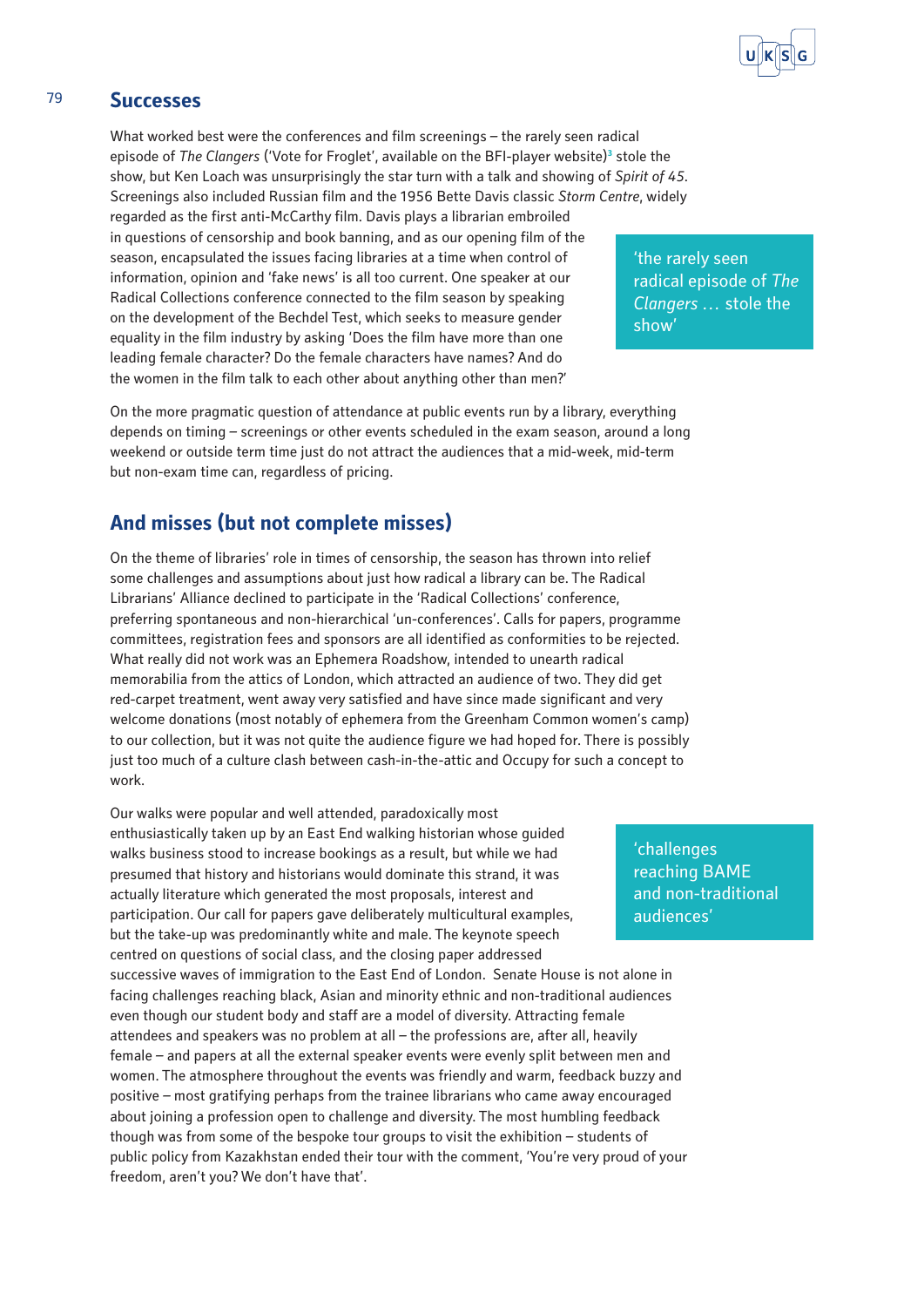## Successes

What worked best were the conferences and film screenings – the rarely seen radical episode of *The Clangers* ('Vote for Froglet', available on the BFI-player website)[3] stole the show, but Ken Loach was unsurprisingly the star turn with a talk and showing of *Spirit of 45*. Screenings also included Russian film and the 1956 Bette Davis classic *Storm Centre*, widely regarded as the first anti-McCarthy film. Davis plays a librarian embroiled in questions of censorship and book banning, and as our opening film of the season, encapsulated the issues facing libraries at a time when control of information, opinion and 'fake news' is all too current. One speaker at our Radical Collections conference connected to the film season by speaking on the development of the Bechdel Test, which seeks to measure gender equality in the film industry by asking 'Does the film have more than one leading female character? Do the female characters have names? And do the women in the film talk to each other about anything other than men?'

> 'the rarely seen radical episode of *The Clangers* … stole the show'

On the more pragmatic question of attendance at public events run by a library, everything depends on timing – screenings or other events scheduled in the exam season, around a long weekend or outside term time just do not attract the audiences that a mid-week, mid-term but non-exam time can, regardless of pricing.

## And misses (but not complete misses)

On the theme of libraries' role in times of censorship, the season has thrown into relief some challenges and assumptions about just how radical a library can be. The Radical Librarians' Alliance declined to participate in the 'Radical Collections' conference, preferring spontaneous and non-hierarchical 'un-conferences'. Calls for papers, programme committees, registration fees and sponsors are all identified as conformities to be rejected. What really did not work was an Ephemera Roadshow, intended to unearth radical memorabilia from the attics of London, which attracted an audience of two. They did get red-carpet treatment, went away very satisfied and have since made significant and very welcome donations (most notably of ephemera from the Greenham Common women's camp) to our collection, but it was not quite the audience figure we had hoped for. There is possibly just too much of a culture clash between cash-in-the-attic and Occupy for such a concept to work.

Our walks were popular and well attended, paradoxically most enthusiastically taken up by an East End walking historian whose guided walks business stood to increase bookings as a result, but while we had presumed that history and historians would dominate this strand, it was actually literature which generated the most proposals, interest and participation. Our call for papers gave deliberately multicultural examples, but the take-up was predominantly white and male. The keynote speech centred on questions of social class, and the closing paper addressed successive waves of immigration to the East End of London. Senate House is not alone in facing challenges reaching black, Asian and minority ethnic and non-traditional audiences even though our student body and staff are a model of diversity. Attracting female attendees and speakers was no problem at all – the professions are, after all, heavily female – and papers at all the external speaker events were evenly split between men and women. The atmosphere throughout the events was friendly and warm, feedback buzzy and positive – most gratifying perhaps from the trainee librarians who came away encouraged about joining a profession open to challenge and diversity. The most humbling feedback though was from some of the bespoke tour groups to visit the exhibition – students of public policy from Kazakhstan ended their tour with the comment, 'You're very proud of your freedom, aren't you? We don't have that'.

> 'challenges reaching BAME and non-traditional audiences'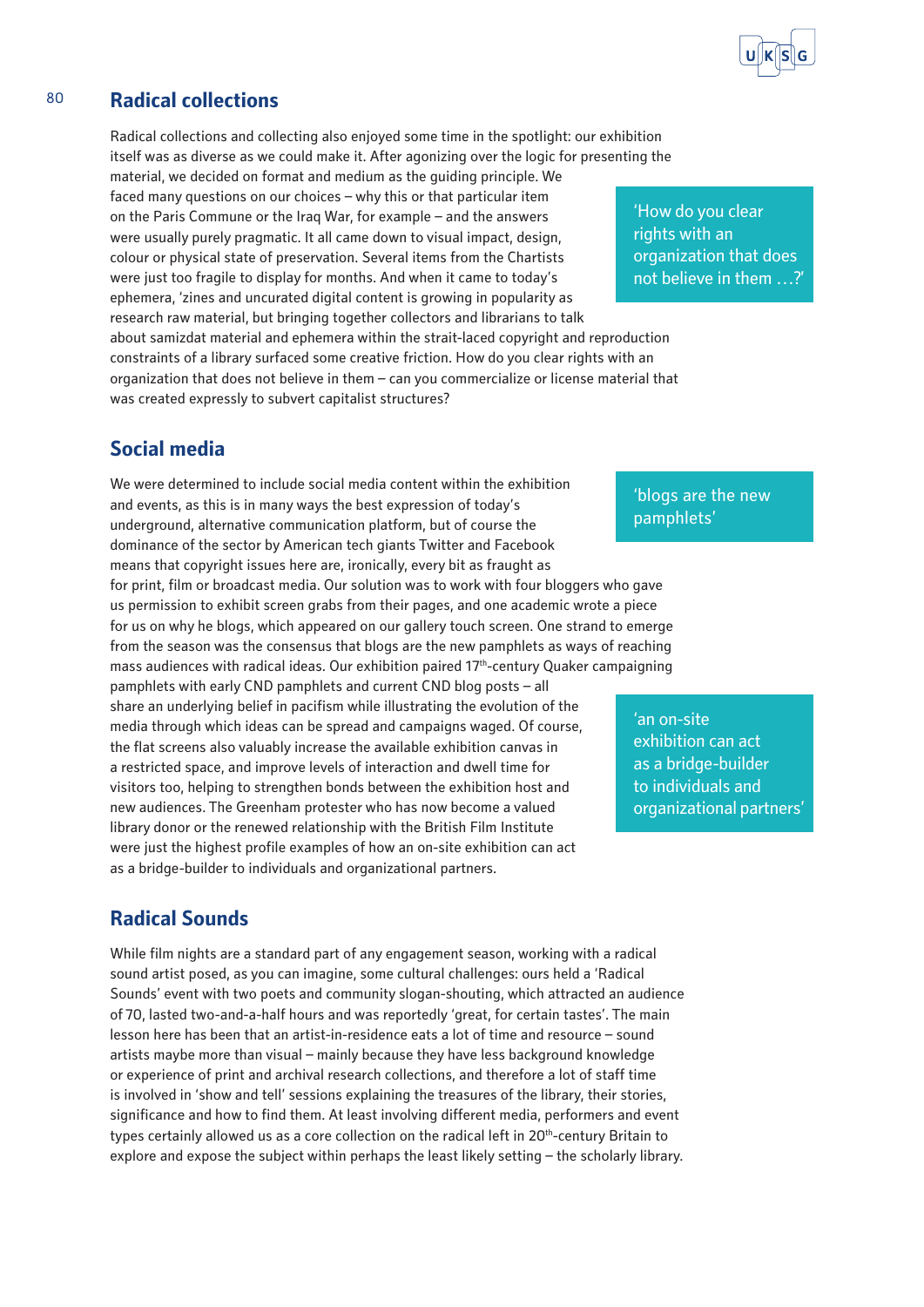## Radical collections

Radical collections and collecting also enjoyed some time in the spotlight: our exhibition itself was as diverse as we could make it. After agonizing over the logic for presenting the material, we decided on format and medium as the guiding principle. We faced many questions on our choices – why this or that particular item on the Paris Commune or the Iraq War, for example – and the answers were usually purely pragmatic. It all came down to visual impact, design, colour or physical state of preservation. Several items from the Chartists were just too fragile to display for months. And when it came to today's ephemera, 'zines and uncurated digital content is growing in popularity as research raw material, but bringing together collectors and librarians to talk about samizdat material and ephemera within the strait-laced copyright and reproduction constraints of a library surfaced some creative friction. How do you clear rights with an organization that does not believe in them – can you commercialize or license material that was created expressly to subvert capitalist structures?

> 'How do you clear rights with an organization that does not believe in them …?'

## Social media

We were determined to include social media content within the exhibition and events, as this is in many ways the best expression of today's underground, alternative communication platform, but of course the dominance of the sector by American tech giants Twitter and Facebook means that copyright issues here are, ironically, every bit as fraught as for print, film or broadcast media. Our solution was to work with four bloggers who gave us permission to exhibit screen grabs from their pages, and one academic wrote a piece for us on why he blogs, which appeared on our gallery touch screen. One strand to emerge from the season was the consensus that blogs are the new pamphlets as ways of reaching mass audiences with radical ideas. Our exhibition paired 17th-century Quaker campaigning pamphlets with early CND pamphlets and current CND blog posts – all share an underlying belief in pacifism while illustrating the evolution of the media through which ideas can be spread and campaigns waged. Of course, the flat screens also valuably increase the available exhibition canvas in a restricted space, and improve levels of interaction and dwell time for visitors too, helping to strengthen bonds between the exhibition host and new audiences. The Greenham protester who has now become a valued library donor or the renewed relationship with the British Film Institute were just the highest profile examples of how an on-site exhibition can act as a bridge-builder to individuals and organizational partners.

> 'blogs are the new pamphlets'

> 'an on-site exhibition can act as a bridge-builder to individuals and organizational partners'

## Radical Sounds

While film nights are a standard part of any engagement season, working with a radical sound artist posed, as you can imagine, some cultural challenges: ours held a 'Radical Sounds' event with two poets and community slogan-shouting, which attracted an audience of 70, lasted two-and-a-half hours and was reportedly 'great, for certain tastes'. The main lesson here has been that an artist-in-residence eats a lot of time and resource – sound artists maybe more than visual – mainly because they have less background knowledge or experience of print and archival research collections, and therefore a lot of staff time is involved in 'show and tell' sessions explaining the treasures of the library, their stories, significance and how to find them. At least involving different media, performers and event types certainly allowed us as a core collection on the radical left in 20th-century Britain to explore and expose the subject within perhaps the least likely setting – the scholarly library.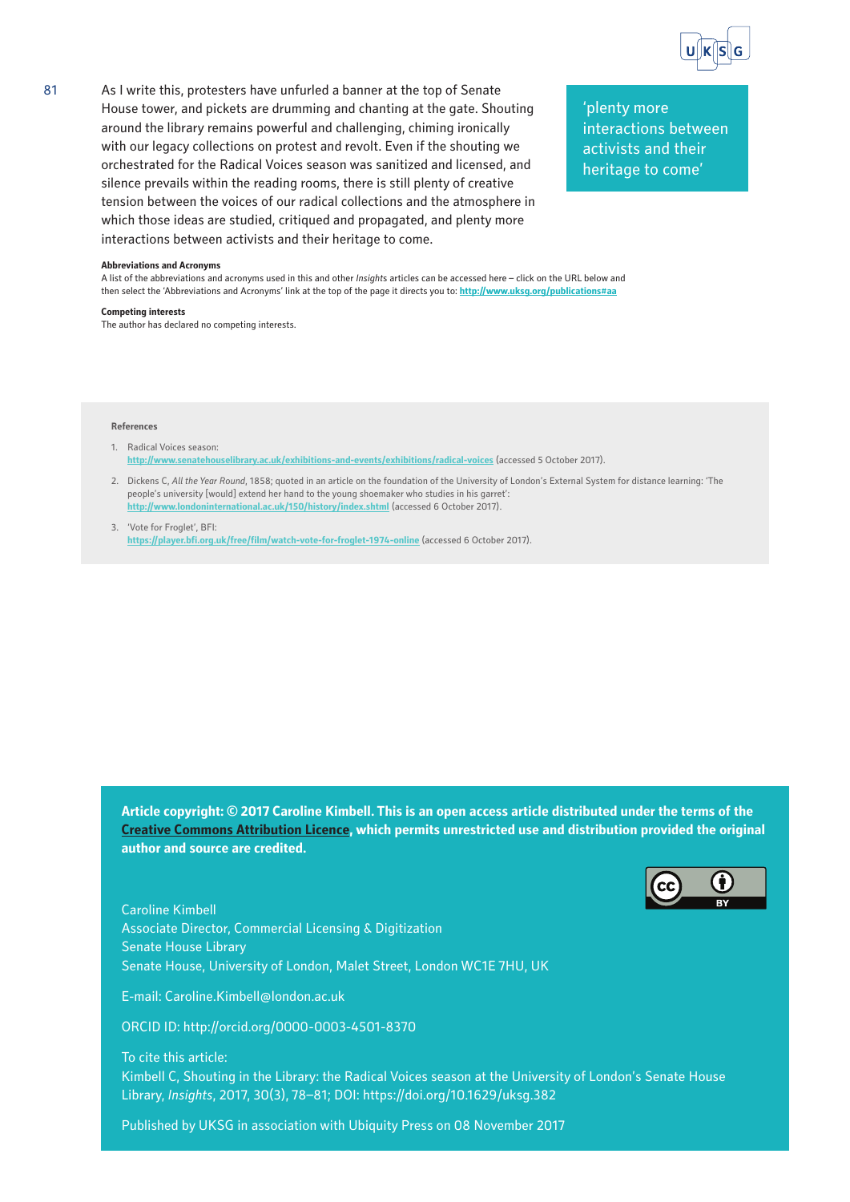As I write this, protesters have unfurled a banner at the top of Senate House tower, and pickets are drumming and chanting at the gate. Shouting around the library remains powerful and challenging, chiming ironically with our legacy collections on protest and revolt. Even if the shouting we orchestrated for the Radical Voices season was sanitized and licensed, and silence prevails within the reading rooms, there is still plenty of creative tension between the voices of our radical collections and the atmosphere in which those ideas are studied, critiqued and propagated, and plenty more interactions between activists and their heritage to come.

'plenty more interactions between activists and their heritage to come'

**Abbreviations and Acronyms**

A list of the abbreviations and acronyms used in this and other *Insights* articles can be accessed here – click on the URL below and then select the 'Abbreviations and Acronyms' link at the top of the page it directs you to: http://www.uksg.org/publications#aa

**Competing interests**

The author has declared no competing interests.

**References**

1. Radical Voices season: http://www.senatehouselibrary.ac.uk/exhibitions-and-events/exhibitions/radical-voices (accessed 5 October 2017).
2. Dickens C, *All the Year Round*, 1858; quoted in an article on the foundation of the University of London's External System for distance learning: 'The people's university [would] extend her hand to the young shoemaker who studies in his garret': http://www.londoninternational.ac.uk/150/history/index.shtml (accessed 6 October 2017).
3. 'Vote for Froglet', BFI: https://player.bfi.org.uk/free/film/watch-vote-for-froglet-1974-online (accessed 6 October 2017).

**Article copyright: © 2017 Caroline Kimbell. This is an open access article distributed under the terms of the Creative Commons Attribution Licence, which permits unrestricted use and distribution provided the original author and source are credited.**

Caroline Kimbell
Associate Director, Commercial Licensing & Digitization
Senate House Library
Senate House, University of London, Malet Street, London WC1E 7HU, UK

E-mail: Caroline.Kimbell@london.ac.uk

ORCID ID: http://orcid.org/0000-0003-4501-8370

To cite this article:
Kimbell C, Shouting in the Library: the Radical Voices season at the University of London's Senate House Library, *Insights*, 2017, 30(3), 78–81; DOI: https://doi.org/10.1629/uksg.382

Published by UKSG in association with Ubiquity Press on 08 November 2017